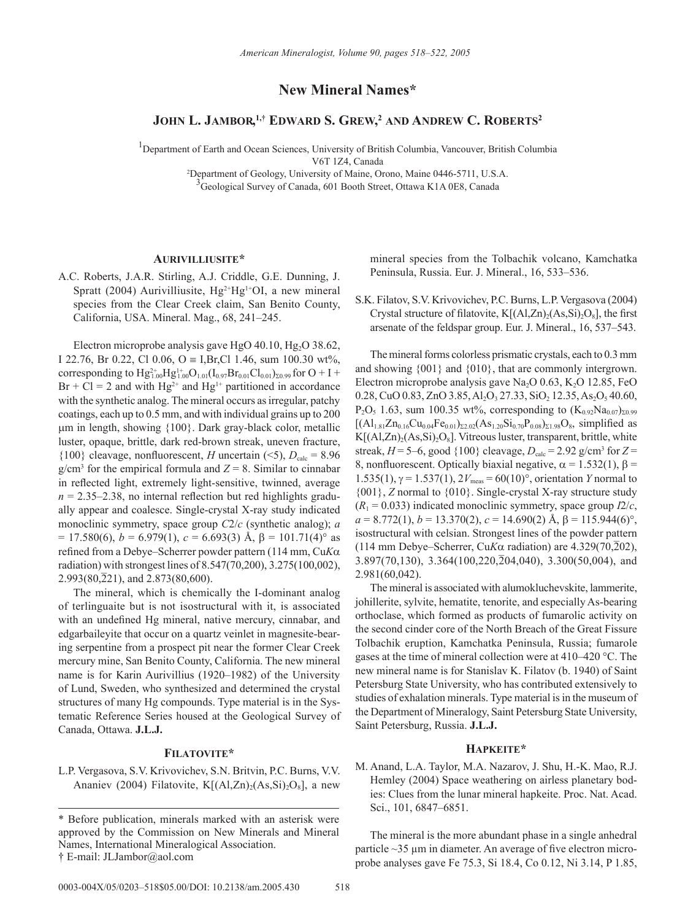# New Mineral Names*

## John L. Jambor,[1,†] Edward S. Grew,[2] and Andrew C. Roberts[2]

[1]Department of Earth and Ocean Sciences, University of British Columbia, Vancouver, British Columbia V6T 1Z4, Canada

[2]Department of Geology, University of Maine, Orono, Maine 0446-5711, U.S.A.

[3]Geological Survey of Canada, 601 Booth Street, Ottawa K1A 0E8, Canada

### Aurivilliusite*

A.C. Roberts, J.A.R. Stirling, A.J. Criddle, G.E. Dunning, J. Spratt (2004) Aurivilliusite, $Hg^{2+}Hg^{1+}OI$, a new mineral species from the Clear Creek claim, San Benito County, California, USA. Mineral. Mag., 68, 241–245.

Electron microprobe analysis gave HgO 40.10, $Hg_2O$ 38.62, I 22.76, Br 0.22, Cl 0.06, O ≡ I,Br,Cl 1.46, sum 100.30 wt%, corresponding to $Hg^{2+}_{1.00}Hg^{1+}_{1.00}O_{1.01}(I_{0.97}Br_{0.01}Cl_{0.01})_{\Sigma 0.99}$ for O + I + Br + Cl = 2 and with $Hg^{2+}$ and $Hg^{1+}$ partitioned in accordance with the synthetic analog. The mineral occurs as irregular, patchy coatings, each up to 0.5 mm, and with individual grains up to 200 μm in length, showing {100}. Dark gray-black color, metallic luster, opaque, brittle, dark red-brown streak, uneven fracture, {100} cleavage, nonfluorescent, *H* uncertain (<5), $D_{calc}$ = 8.96 g/cm$^3$ for the empirical formula and *Z* = 8. Similar to cinnabar in reflected light, extremely light-sensitive, twinned, average *n* = 2.35–2.38, no internal reflection but red highlights gradually appear and coalesce. Single-crystal X-ray study indicated monoclinic symmetry, space group *C*2/*c* (synthetic analog); *a* = 17.580(6), *b* = 6.979(1), *c* = 6.693(3) Å, β = 101.71(4)° as refined from a Debye–Scherrer powder pattern (114 mm, Cu*K*α radiation) with strongest lines of 8.547(70,200), 3.275(100,002), 2.993(80,$\bar{2}$21), and 2.873(80,600).

The mineral, which is chemically the I-dominant analog of terlinguaite but is not isostructural with it, is associated with an undefined Hg mineral, native mercury, cinnabar, and edgarbaileyite that occur on a quartz veinlet in magnesite-bearing serpentine from a prospect pit near the former Clear Creek mercury mine, San Benito County, California. The new mineral name is for Karin Aurivillius (1920–1982) of the University of Lund, Sweden, who synthesized and determined the crystal structures of many Hg compounds. Type material is in the Systematic Reference Series housed at the Geological Survey of Canada, Ottawa. **J.L.J.**

### Filatovite*

L.P. Vergasova, S.V. Krivovichev, S.N. Britvin, P.C. Burns, V.V. Ananiev (2004) Filatovite, $K[(Al,Zn)_2(As,Si)_2O_8]$, a new mineral species from the Tolbachik volcano, Kamchatka Peninsula, Russia. Eur. J. Mineral., 16, 533–536.

S.K. Filatov, S.V. Krivovichev, P.C. Burns, L.P. Vergasova (2004) Crystal structure of filatovite, $K[(Al,Zn)_2(As,Si)_2O_8]$, the first arsenate of the feldspar group. Eur. J. Mineral., 16, 537–543.

The mineral forms colorless prismatic crystals, each to 0.3 mm and showing {001} and {010}, that are commonly intergrown. Electron microprobe analysis gave $Na_2O$ 0.63, $K_2O$ 12.85, FeO 0.28, CuO 0.83, ZnO 3.85, $Al_2O_3$ 27.33, $SiO_2$ 12.35, $As_2O_5$ 40.60, $P_2O_5$ 1.63, sum 100.35 wt%, corresponding to $(K_{0.92}Na_{0.07})_{\Sigma 0.99}$ $[(Al_{1.81}Zn_{0.16}Cu_{0.04}Fe_{0.01})_{\Sigma 2.02}(As_{1.20}Si_{0.70}P_{0.08})_{\Sigma 1.98}O_8$, simplified as $K[(Al,Zn)_2(As,Si)_2O_8]$. Vitreous luster, transparent, brittle, white streak, *H* = 5–6, good {100} cleavage, $D_{calc}$ = 2.92 g/cm$^3$ for *Z* = 8, nonfluorescent. Optically biaxial negative, α = 1.532(1), β = 1.535(1), γ = 1.537(1), $2V_{meas}$ = 60(10)°, orientation *Y* normal to {001}, *Z* normal to {010}. Single-crystal X-ray structure study ($R_1$ = 0.033) indicated monoclinic symmetry, space group *I*2/*c*, *a* = 8.772(1), *b* = 13.370(2), *c* = 14.690(2) Å, β = 115.944(6)°, isostructural with celsian. Strongest lines of the powder pattern (114 mm Debye–Scherrer, Cu*K*α radiation) are 4.329(70,$\bar{2}$02), 3.897(70,130), 3.364(100,220,$\bar{2}$04,040), 3.300(50,004), and 2.981(60,042).

The mineral is associated with alumokluchevskite, lammerite, johillerite, sylvite, hematite, tenorite, and especially As-bearing orthoclase, which formed as products of fumarolic activity on the second cinder core of the North Breach of the Great Fissure Tolbachik eruption, Kamchatka Peninsula, Russia; fumarole gases at the time of mineral collection were at 410–420 °C. The new mineral name is for Stanislav K. Filatov (b. 1940) of Saint Petersburg State University, who has contributed extensively to studies of exhalation minerals. Type material is in the museum of the Department of Mineralogy, Saint Petersburg State University, Saint Petersburg, Russia. **J.L.J.**

### Hapkeite*

M. Anand, L.A. Taylor, M.A. Nazarov, J. Shu, H.-K. Mao, R.J. Hemley (2004) Space weathering on airless planetary bodies: Clues from the lunar mineral hapkeite. Proc. Nat. Acad. Sci., 101, 6847–6851.

The mineral is the more abundant phase in a single anhedral particle ~35 μm in diameter. An average of five electron microprobe analyses gave Fe 75.3, Si 18.4, Co 0.12, Ni 3.14, P 1.85,

---

\* Before publication, minerals marked with an asterisk were approved by the Commission on New Minerals and Mineral Names, International Mineralogical Association.

† E-mail: JLJambor@aol.com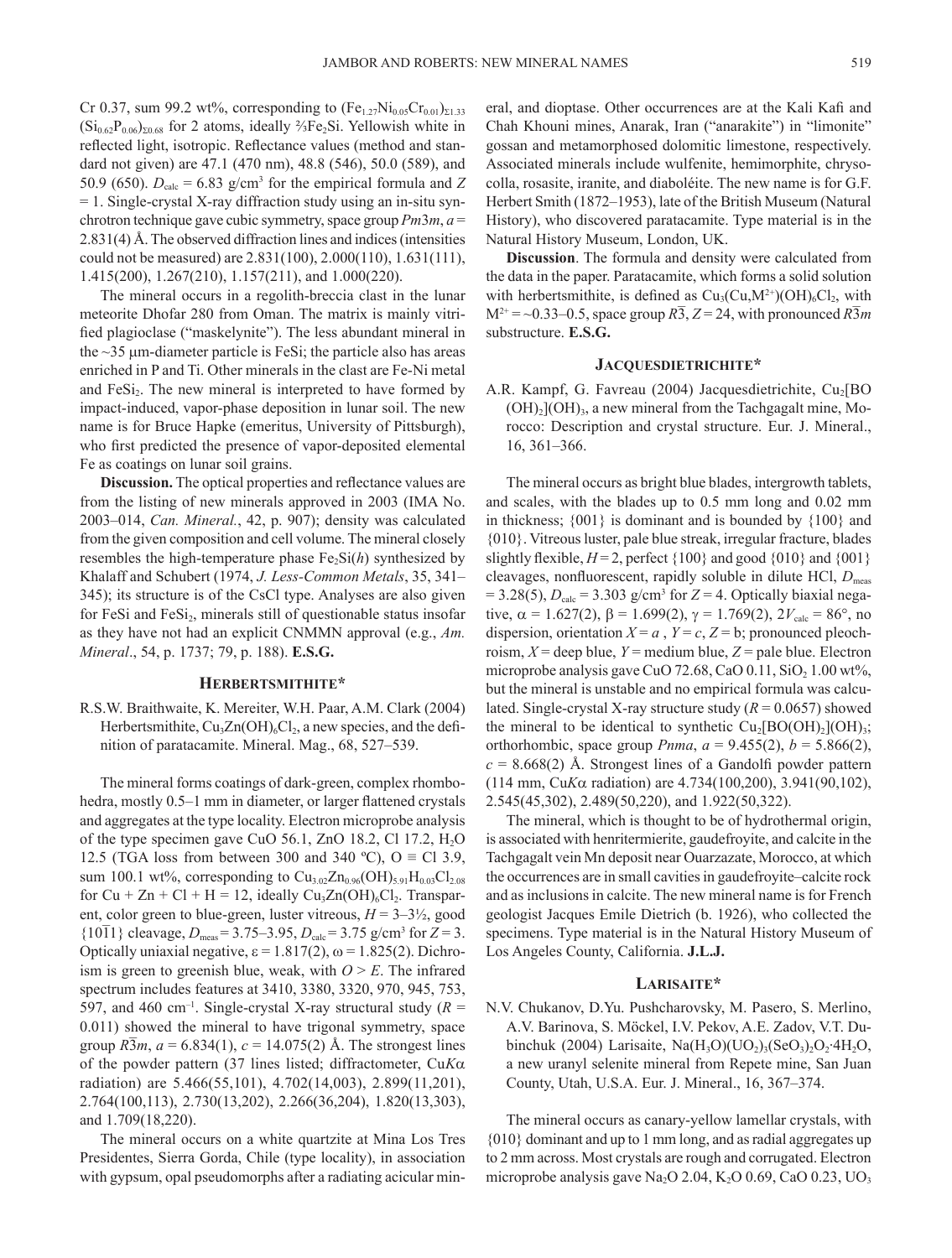Cr 0.37, sum 99.2 wt%, corresponding to $(Fe_{1.27}Ni_{0.05}Cr_{0.01})_{\Sigma 1.33}$ $(Si_{0.62}P_{0.06})_{\Sigma 0.68}$ for 2 atoms, ideally ⅔$Fe_2Si$. Yellowish white in reflected light, isotropic. Reflectance values (method and standard not given) are 47.1 (470 nm), 48.8 (546), 50.0 (589), and 50.9 (650). $D_{calc}$ = 6.83 g/cm³ for the empirical formula and $Z$ = 1. Single-crystal X-ray diffraction study using an in-situ synchrotron technique gave cubic symmetry, space group $Pm3m$, $a$ = 2.831(4) Å. The observed diffraction lines and indices (intensities could not be measured) are 2.831(100), 2.000(110), 1.631(111), 1.415(200), 1.267(210), 1.157(211), and 1.000(220).

The mineral occurs in a regolith-breccia clast in the lunar meteorite Dhofar 280 from Oman. The matrix is mainly vitrified plagioclase ("maskelynite"). The less abundant mineral in the ~35 μm-diameter particle is FeSi; the particle also has areas enriched in P and Ti. Other minerals in the clast are Fe-Ni metal and $FeSi_2$. The new mineral is interpreted to have formed by impact-induced, vapor-phase deposition in lunar soil. The new name is for Bruce Hapke (emeritus, University of Pittsburgh), who first predicted the presence of vapor-deposited elemental Fe as coatings on lunar soil grains.

**Discussion.** The optical properties and reflectance values are from the listing of new minerals approved in 2003 (IMA No. 2003–014, *Can. Mineral.*, 42, p. 907); density was calculated from the given composition and cell volume. The mineral closely resembles the high-temperature phase $Fe_2Si(h)$ synthesized by Khalaff and Schubert (1974, *J. Less-Common Metals*, 35, 341–345); its structure is of the CsCl type. Analyses are also given for FeSi and $FeSi_2$, minerals still of questionable status insofar as they have not had an explicit CNMMN approval (e.g., *Am. Mineral*., 54, p. 1737; 79, p. 188). **E.S.G.**

## Herbertsmithite*

R.S.W. Braithwaite, K. Mereiter, W.H. Paar, A.M. Clark (2004) Herbertsmithite, $Cu_3Zn(OH)_6Cl_2$, a new species, and the definition of paratacamite. Mineral. Mag., 68, 527–539.

The mineral forms coatings of dark-green, complex rhombohedra, mostly 0.5–1 mm in diameter, or larger flattened crystals and aggregates at the type locality. Electron microprobe analysis of the type specimen gave CuO 56.1, ZnO 18.2, Cl 17.2, $H_2O$ 12.5 (TGA loss from between 300 and 340 ºC), O ≡ Cl 3.9, sum 100.1 wt%, corresponding to $Cu_{3.02}Zn_{0.96}(OH)_{5.91}H_{0.03}Cl_{2.08}$ for Cu + Zn + Cl + H = 12, ideally $Cu_3Zn(OH)_6Cl_2$. Transparent, color green to blue-green, luster vitreous, $H$ = 3–3½, good {$10\bar{1}1$} cleavage, $D_{meas}$ = 3.75–3.95, $D_{calc}$ = 3.75 g/cm³ for $Z$ = 3. Optically uniaxial negative, ε = 1.817(2), ω = 1.825(2). Dichroism is green to greenish blue, weak, with $O > E$. The infrared spectrum includes features at 3410, 3380, 3320, 970, 945, 753, 597, and 460 cm⁻¹. Single-crystal X-ray structural study ($R$ = 0.011) showed the mineral to have trigonal symmetry, space group $R\bar{3}m$, $a$ = 6.834(1), $c$ = 14.075(2) Å. The strongest lines of the powder pattern (37 lines listed; diffractometer, Cu$K\alpha$ radiation) are 5.466(55,101), 4.702(14,003), 2.899(11,201), 2.764(100,113), 2.730(13,202), 2.266(36,204), 1.820(13,303), and 1.709(18,220).

The mineral occurs on a white quartzite at Mina Los Tres Presidentes, Sierra Gorda, Chile (type locality), in association with gypsum, opal pseudomorphs after a radiating acicular mineral, and dioptase. Other occurrences are at the Kali Kafi and Chah Khouni mines, Anarak, Iran ("anarakite") in "limonite" gossan and metamorphosed dolomitic limestone, respectively. Associated minerals include wulfenite, hemimorphite, chrysocolla, rosasite, iranite, and diaboléite. The new name is for G.F. Herbert Smith (1872–1953), late of the British Museum (Natural History), who discovered paratacamite. Type material is in the Natural History Museum, London, UK.

**Discussion**. The formula and density were calculated from the data in the paper. Paratacamite, which forms a solid solution with herbertsmithite, is defined as $Cu_3(Cu,M^{2+})(OH)_6Cl_2$, with $M^{2+}$ = ~0.33–0.5, space group $R\bar{3}$, $Z$ = 24, with pronounced $R\bar{3}m$ substructure. **E.S.G.**

## Jacquesdietrichite*

A.R. Kampf, G. Favreau (2004) Jacquesdietrichite, $Cu_2[BO(OH)_2](OH)_3$, a new mineral from the Tachgagalt mine, Morocco: Description and crystal structure. Eur. J. Mineral., 16, 361–366.

The mineral occurs as bright blue blades, intergrowth tablets, and scales, with the blades up to 0.5 mm long and 0.02 mm in thickness; {001} is dominant and is bounded by {100} and {010}. Vitreous luster, pale blue streak, irregular fracture, blades slightly flexible, $H$ = 2, perfect {100} and good {010} and {001} cleavages, nonfluorescent, rapidly soluble in dilute HCl, $D_{meas}$ = 3.28(5), $D_{calc}$ = 3.303 g/cm³ for $Z$ = 4. Optically biaxial negative, α = 1.627(2), β = 1.699(2), γ = 1.769(2), $2V_{calc}$ = 86°, no dispersion, orientation $X = a$, $Y = c$, $Z$ = b; pronounced pleochroism, $X$ = deep blue, $Y$ = medium blue, $Z$ = pale blue. Electron microprobe analysis gave CuO 72.68, CaO 0.11, $SiO_2$ 1.00 wt%, but the mineral is unstable and no empirical formula was calculated. Single-crystal X-ray structure study ($R$ = 0.0657) showed the mineral to be identical to synthetic $Cu_2[BO(OH)_2](OH)_3$; orthorhombic, space group $Pnma$, $a$ = 9.455(2), $b$ = 5.866(2), $c$ = 8.668(2) Å. Strongest lines of a Gandolfi powder pattern (114 mm, Cu$K\alpha$ radiation) are 4.734(100,200), 3.941(90,102), 2.545(45,302), 2.489(50,220), and 1.922(50,322).

The mineral, which is thought to be of hydrothermal origin, is associated with henritermierite, gaudefroyite, and calcite in the Tachgagalt vein Mn deposit near Ouarzazate, Morocco, at which the occurrences are in small cavities in gaudefroyite–calcite rock and as inclusions in calcite. The new mineral name is for French geologist Jacques Emile Dietrich (b. 1926), who collected the specimens. Type material is in the Natural History Museum of Los Angeles County, California. **J.L.J.**

## Larisaite*

N.V. Chukanov, D.Yu. Pushcharovsky, M. Pasero, S. Merlino, A.V. Barinova, S. Möckel, I.V. Pekov, A.E. Zadov, V.T. Dubinchuk (2004) Larisaite, $Na(H_3O)(UO_2)_3(SeO_3)_2O_2{\cdot}4H_2O$, a new uranyl selenite mineral from Repete mine, San Juan County, Utah, U.S.A. Eur. J. Mineral., 16, 367–374.

The mineral occurs as canary-yellow lamellar crystals, with {010} dominant and up to 1 mm long, and as radial aggregates up to 2 mm across. Most crystals are rough and corrugated. Electron microprobe analysis gave $Na_2O$ 2.04, $K_2O$ 0.69, CaO 0.23, $UO_3$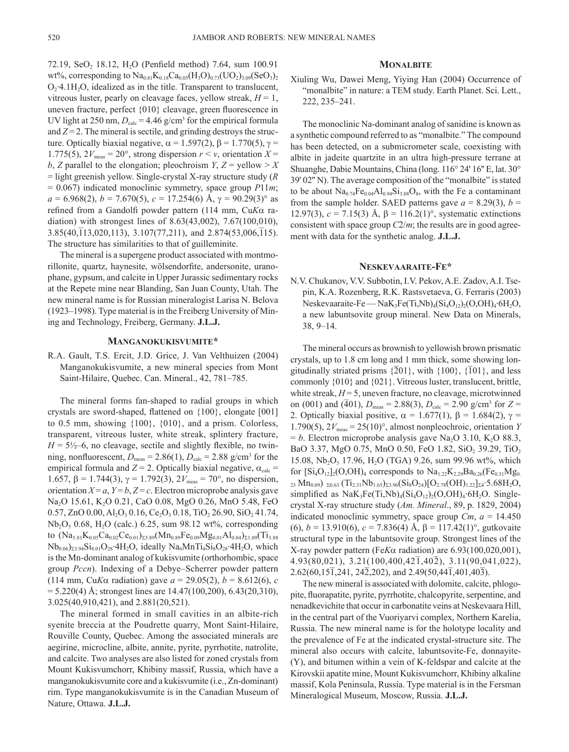72.19, $SeO_2$ 18.12, $H_2O$ (Penfield method) 7.64, sum 100.91 wt%, corresponding to $Na_{0.81}K_{0.18}Ca_{0.05}(H_3O)_{0.73}(UO_2)_{3.09}(SeO_3)_2O_2\cdot4.1H_2O$, idealized as in the title. Transparent to translucent, vitreous luster, pearly on cleavage faces, yellow streak, $H$ = 1, uneven fracture, perfect {010} cleavage, green fluorescence in UV light at 250 nm, $D_{calc}$ = 4.46 g/cm³ for the empirical formula and $Z$ = 2. The mineral is sectile, and grinding destroys the structure. Optically biaxial negative, α = 1.597(2), β = 1.770(5), γ = 1.775(5), $2V_{meas}$ = 20°, strong dispersion $r < v$, orientation $X$ = $b$, $Z$ parallel to the elongation; pleochroism $Y$, $Z$ = yellow > $X$ = light greenish yellow. Single-crystal X-ray structure study ($R$ = 0.067) indicated monoclinic symmetry, space group $P11m$; $a$ = 6.968(2), $b$ = 7.670(5), $c$ = 17.254(6) Å, γ = 90.29(3)° as refined from a Gandolfi powder pattern (114 mm, Cu$K\alpha$ radiation) with strongest lines of 8.63(43,002), 7.67(100,010), 3.85(40,$\bar{1}$13,020,113), 3.107(77,211), and 2.874(53,006,$\bar{1}$15). The structure has similarities to that of guilleminite.

The mineral is a supergene product associated with montmorillonite, quartz, haynesite, wölsendorfite, andersonite, uranophane, gypsum, and calcite in Upper Jurassic sedimentary rocks at the Repete mine near Blanding, San Juan County, Utah. The new mineral name is for Russian mineralogist Larisa N. Belova (1923–1998). Type material is in the Freiberg University of Mining and Technology, Freiberg, Germany. **J.L.J.**

## Manganokukisvumite*

R.A. Gault, T.S. Ercit, J.D. Grice, J. Van Velthuizen (2004) Manganokukisvumite, a new mineral species from Mont Saint-Hilaire, Quebec. Can. Mineral., 42, 781–785.

The mineral forms fan-shaped to radial groups in which crystals are sword-shaped, flattened on {100}, elongate [001] to 0.5 mm, showing {100}, {010}, and a prism. Colorless, transparent, vitreous luster, white streak, splintery fracture, $H$ = 5½–6, no cleavage, sectile and slightly flexible, no twinning, nonfluorescent, $D_{meas}$ = 2.86(1), $D_{calc}$ = 2.88 g/cm³ for the empirical formula and $Z$ = 2. Optically biaxial negative, $\alpha_{calc}$ = 1.657, β = 1.744(3), γ = 1.792(3), $2V_{meas}$ = 70°, no dispersion, orientation $X = a$, $Y = b$, $Z = c$. Electron microprobe analysis gave $Na_2O$ 15.61, $K_2O$ 0.21, CaO 0.08, MgO 0.26, MnO 5.48, FeO 0.57, ZnO 0.00, $Al_2O_3$ 0.16, $Ce_2O_3$ 0.18, $TiO_2$ 26.90, $SiO_2$ 41.74, $Nb_2O_5$ 0.68, $H_2O$ (calc.) 6.25, sum 98.12 wt%, corresponding to $(Na_{5.81}K_{0.05}Ca_{0.02}Ce_{0.01})_{\Sigma5.89}(Mn_{0.89}Fe_{0.09}Mg_{0.01}Al_{0.04})_{\Sigma1.09}(Ti_{3.88}Nb_{0.06})_{\Sigma3.94}Si_{8.01}O_{28}\cdot4H_2O$, ideally $Na_6MnTi_4Si_8O_{28}\cdot4H_2O$, which is the Mn-dominant analog of kukisvumite (orthorhombic, space group $Pccn$). Indexing of a Debye–Scherrer powder pattern (114 mm, Cu$K\alpha$ radiation) gave $a$ = 29.05(2), $b$ = 8.612(6), $c$ = 5.220(4) Å; strongest lines are 14.47(100,200), 6.43(20,310), 3.025(40,910,421), and 2.881(20,521).

The mineral formed in small cavities in an albite-rich syenite breccia at the Poudrette quarry, Mont Saint-Hilaire, Rouville County, Quebec. Among the associated minerals are aegirine, microcline, albite, annite, pyrite, pyrrhotite, natrolite, and calcite. Two analyses are also listed for zoned crystals from Mount Kukisvumchorr, Khibiny massif, Russia, which have a manganokukisvumite core and a kukisvumite (i.e., Zn-dominant) rim. Type manganokukisvumite is in the Canadian Museum of Nature, Ottawa. **J.L.J.**

## Monalbite

Xiuling Wu, Dawei Meng, Yiying Han (2004) Occurrence of "monalbite" in nature: a TEM study. Earth Planet. Sci. Lett., 222, 235–241.

The monoclinic Na-dominant analog of sanidine is known as a synthetic compound referred to as "monalbite." The compound has been detected, on a submicrometer scale, coexisting with albite in jadeite quartzite in an ultra high-pressure terrane at Shuanghe, Dabie Mountains, China (long. 116° 24' 16" E, lat. 30° 39' 02" N). The average composition of the "monalbite" is stated to be about $Na_{0.74}Fe_{0.04}Al_{0.94}Si_{3.08}O_8$, with the Fe a contaminant from the sample holder. SAED patterns gave $a$ = 8.29(3), $b$ = 12.97(3), $c$ = 7.15(3) Å, β = 116.2(1)°, systematic extinctions consistent with space group $C2/m$; the results are in good agreement with data for the synthetic analog. **J.L.J.**

## Neskevaaraite-Fe*

N.V. Chukanov, V.V. Subbotin, I.V. Pekov, A.E. Zadov, A.I. Tsepin, K.A. Rozenberg, R.K. Rastsvetaeva, G. Ferraris (2003) Neskevaaraite-Fe — $NaK_3Fe(Ti,Nb)_4(Si_4O_{12})_2(O,OH)_4\cdot6H_2O$, a new labuntsovite group mineral. New Data on Minerals, 38, 9–14.

The mineral occurs as brownish to yellowish brown prismatic crystals, up to 1.8 cm long and 1 mm thick, some showing longitudinally striated prisms {$\bar{2}$01}, with {100}, {$\bar{1}$01}, and less commonly {010} and {021}. Vitreous luster, translucent, brittle, white streak, $H$ = 5, uneven fracture, no cleavage, microtwinned on (001) and ($\bar{4}$01), $D_{meas}$ = 2.88(3), $D_{calc}$ = 2.90 g/cm³ for $Z$ = 2. Optically biaxial positive, α = 1.677(1), β = 1.684(2), γ = 1.790(5), $2V_{meas}$ = 25(10)°, almost nonpleochroic, orientation $Y$ = $b$. Electron microprobe analysis gave $Na_2O$ 3.10, $K_2O$ 88.3, BaO 3.37, MgO 0.75, MnO 0.50, FeO 1.82, $SiO_2$ 39.29, $TiO_2$ 15.08, $Nb_2O_5$ 17.96, $H_2O$ (TGA) 9.26, sum 99.96 wt%, which for $[Si_4O_{12}]_2(O,OH)_4$ corresponds to $Na_{1.22}K_{2.29}Ba_{0.26}(Fe_{0.31}Mg_{0.23}Mn_{0.09})_{\Sigma0.63}(Ti_{2.31}Nb_{1.65})_{\Sigma3.96}(Si_8O_{24})[O_{2.78}(OH)_{1.22}]_{\Sigma4}\cdot5.68H_2O$, simplified as $NaK_3Fe(Ti,Nb)_4(Si_4O_{12})_2(O,OH)_4\cdot6H_2O$. Single-crystal X-ray structure study (*Am. Mineral*., 89, p. 1829, 2004) indicated monoclinic symmetry, space group $Cm$, $a$ = 14.450 (6), $b$ = 13.910(6), $c$ = 7.836(4) Å, β = 117.42(1)°, gutkovaite structural type in the labuntsovite group. Strongest lines of the X-ray powder pattern (Fe$K\alpha$ radiation) are 6.93(100,020,001), 4.93(80,021), 3.21(100,400,42$\bar{1}$,40$\bar{2}$), 3.11(90,041,022), 2.62(60,15$\bar{1}$,241, 24$\bar{2}$,202), and 2.49(50,44$\bar{1}$,401,40$\bar{3}$).

The new mineral is associated with dolomite, calcite, phlogopite, fluorapatite, pyrite, pyrrhotite, chalcopyrite, serpentine, and nenadkevichite that occur in carbonatite veins at Neskevaara Hill, in the central part of the Vuoriyarvi complex, Northern Karelia, Russia. The new mineral name is for the holotype locality and the prevalence of Fe at the indicated crystal-structure site. The mineral also occurs with calcite, labuntsovite-Fe, donnayite-(Y), and bitumen within a vein of K-feldspar and calcite at the Kirovskii apatite mine, Mount Kukisvumchorr, Khibiny alkaline massif, Kola Peninsula, Russia. Type material is in the Fersman Mineralogical Museum, Moscow, Russia. **J.L.J.**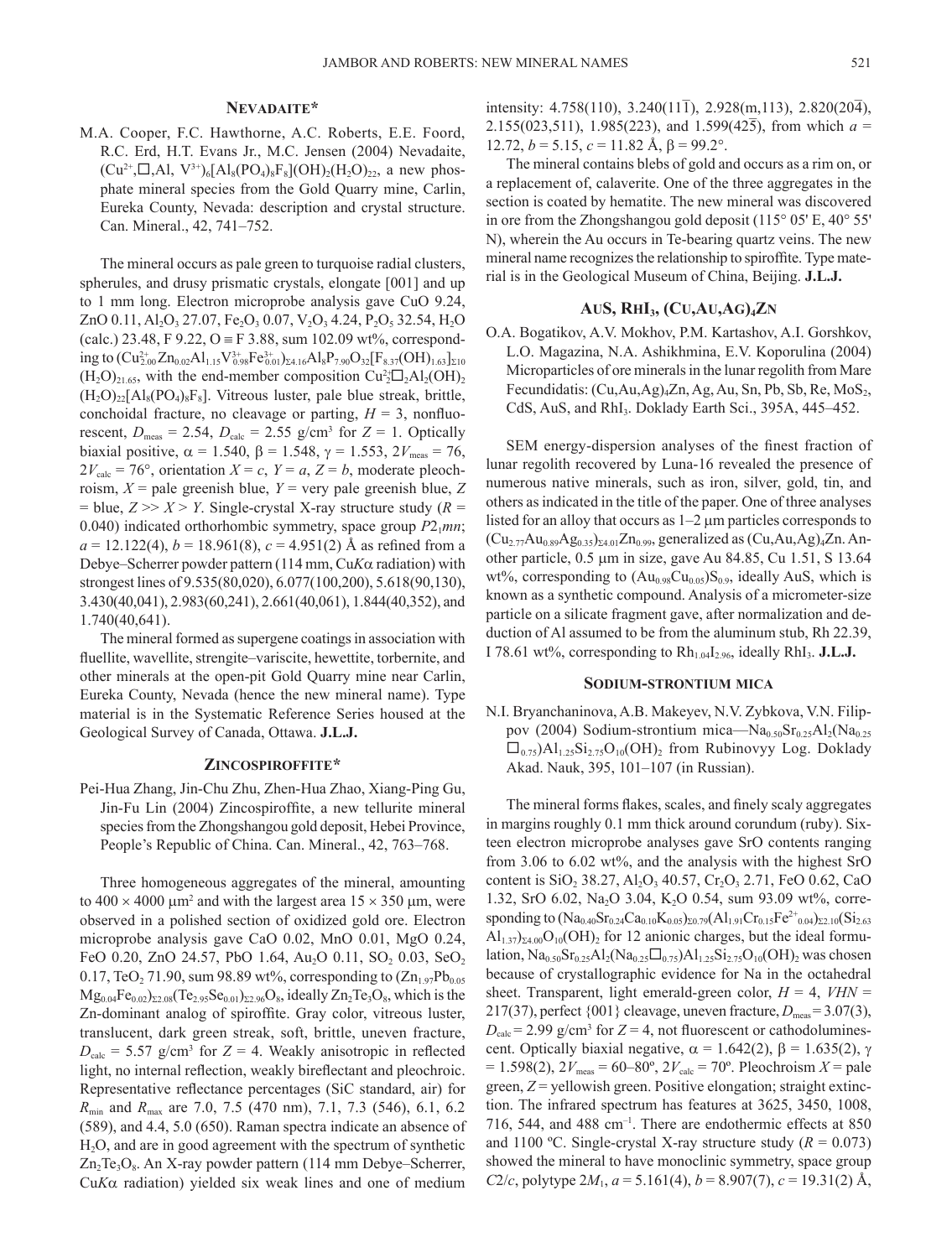## Nevadaite*

M.A. Cooper, F.C. Hawthorne, A.C. Roberts, E.E. Foord, R.C. Erd, H.T. Evans Jr., M.C. Jensen (2004) Nevadaite, $(Cu^{2+},\square,Al,V^{3+})_6[Al_8(PO_4)_8F_8](OH)_2(H_2O)_{22}$, a new phosphate mineral species from the Gold Quarry mine, Carlin, Eureka County, Nevada: description and crystal structure. Can. Mineral., 42, 741–752.

The mineral occurs as pale green to turquoise radial clusters, spherules, and drusy prismatic crystals, elongate [001] and up to 1 mm long. Electron microprobe analysis gave CuO 9.24, ZnO 0.11, $Al_2O_3$ 27.07, $Fe_2O_3$ 0.07, $V_2O_3$ 4.24, $P_2O_5$ 32.54, $H_2O$ (calc.) 23.48, F 9.22, O ≡ F 3.88, sum 102.09 wt%, corresponding to $(Cu^{2+}_{2.00}Zn_{0.02}Al_{1.15}V^{3+}_{0.98}Fe^{3+}_{0.01})_{\Sigma 4.16}Al_8P_{7.90}O_{32}[F_{8.37}(OH)_{1.63}]_{\Sigma 10}(H_2O)_{21.65}$, with the end-member composition $Cu^{2+}_2\square_2Al_2(OH)_2(H_2O)_{22}[Al_8(PO_4)_8F_8]$. Vitreous luster, pale blue streak, brittle, conchoidal fracture, no cleavage or parting, $H$ = 3, nonfluorescent, $D_{meas}$ = 2.54, $D_{calc}$ = 2.55 g/cm³ for $Z$ = 1. Optically biaxial positive, α = 1.540, β = 1.548, γ = 1.553, $2V_{meas}$ = 76, $2V_{calc}$ = 76°, orientation $X = c$, $Y = a$, $Z = b$, moderate pleochroism, $X$ = pale greenish blue, $Y$ = very pale greenish blue, $Z$ = blue, $Z >> X > Y$. Single-crystal X-ray structure study ($R$ = 0.040) indicated orthorhombic symmetry, space group $P2_1mn$; $a$ = 12.122(4), $b$ = 18.961(8), $c$ = 4.951(2) Å as refined from a Debye–Scherrer powder pattern (114 mm, Cu$K\alpha$ radiation) with strongest lines of 9.535(80,020), 6.077(100,200), 5.618(90,130), 3.430(40,041), 2.983(60,241), 2.661(40,061), 1.844(40,352), and 1.740(40,641).

The mineral formed as supergene coatings in association with fluellite, wavellite, strengite–variscite, hewettite, torbernite, and other minerals at the open-pit Gold Quarry mine near Carlin, Eureka County, Nevada (hence the new mineral name). Type material is in the Systematic Reference Series housed at the Geological Survey of Canada, Ottawa. **J.L.J.**

## Zincospiroffite*

Pei-Hua Zhang, Jin-Chu Zhu, Zhen-Hua Zhao, Xiang-Ping Gu, Jin-Fu Lin (2004) Zincospiroffite, a new tellurite mineral species from the Zhongshangou gold deposit, Hebei Province, People's Republic of China. Can. Mineral., 42, 763–768.

Three homogeneous aggregates of the mineral, amounting to 400 × 4000 μm² and with the largest area 15 × 350 μm, were observed in a polished section of oxidized gold ore. Electron microprobe analysis gave CaO 0.02, MnO 0.01, MgO 0.24, FeO 0.20, ZnO 24.57, PbO 1.64, $Au_2O$ 0.11, $SO_2$ 0.03, $SeO_2$ 0.17, $TeO_2$ 71.90, sum 98.89 wt%, corresponding to $(Zn_{1.97}Pb_{0.05}Mg_{0.04}Fe_{0.02})_{\Sigma 2.08}(Te_{2.95}Se_{0.01})_{\Sigma 2.96}O_8$, ideally $Zn_2Te_3O_8$, which is the Zn-dominant analog of spiroffite. Gray color, vitreous luster, translucent, dark green streak, soft, brittle, uneven fracture, $D_{calc}$ = 5.57 g/cm³ for $Z$ = 4. Weakly anisotropic in reflected light, no internal reflection, weakly bireflectant and pleochroic. Representative reflectance percentages (SiC standard, air) for $R_{min}$ and $R_{max}$ are 7.0, 7.5 (470 nm), 7.1, 7.3 (546), 6.1, 6.2 (589), and 4.4, 5.0 (650). Raman spectra indicate an absence of $H_2O$, and are in good agreement with the spectrum of synthetic $Zn_2Te_3O_8$. An X-ray powder pattern (114 mm Debye–Scherrer, Cu$K\alpha$ radiation) yielded six weak lines and one of medium intensity: 4.758(110), 3.240(11$\bar{1}$), 2.928(m,113), 2.820(20$\bar{4}$), 2.155(023,511), 1.985(223), and 1.599(42$\bar{5}$), from which $a$ = 12.72, $b$ = 5.15, $c$ = 11.82 Å, β = 99.2°.

The mineral contains blebs of gold and occurs as a rim on, or a replacement of, calaverite. One of the three aggregates in the section is coated by hematite. The new mineral was discovered in ore from the Zhongshangou gold deposit (115° 05′ E, 40° 55′ N), wherein the Au occurs in Te-bearing quartz veins. The new mineral name recognizes the relationship to spiroffite. Type material is in the Geological Museum of China, Beijing. **J.L.J.**

## AuS, $RhI_3$, $(Cu,Au,Ag)_4Zn$

O.A. Bogatikov, A.V. Mokhov, P.M. Kartashov, A.I. Gorshkov, L.O. Magazina, N.A. Ashikhmina, E.V. Koporulina (2004) Microparticles of ore minerals in the lunar regolith from Mare Fecundidatis: $(Cu,Au,Ag)_4Zn$, Ag, Au, Sn, Pb, Sb, Re, $MoS_2$, CdS, AuS, and $RhI_3$. Doklady Earth Sci., 395A, 445–452.

SEM energy-dispersion analyses of the finest fraction of lunar regolith recovered by Luna-16 revealed the presence of numerous native minerals, such as iron, silver, gold, tin, and others as indicated in the title of the paper. One of three analyses listed for an alloy that occurs as 1–2 μm particles corresponds to $(Cu_{2.77}Au_{0.89}Ag_{0.35})_{\Sigma 4.01}Zn_{0.99}$, generalized as $(Cu,Au,Ag)_4Zn$. Another particle, 0.5 μm in size, gave Au 84.85, Cu 1.51, S 13.64 wt%, corresponding to $(Au_{0.98}Cu_{0.05})S_{0.9}$, ideally AuS, which is known as a synthetic compound. Analysis of a micrometer-size particle on a silicate fragment gave, after normalization and deduction of Al assumed to be from the aluminum stub, Rh 22.39, I 78.61 wt%, corresponding to $Rh_{1.04}I_{2.96}$, ideally $RhI_3$. **J.L.J.**

## Sodium-strontium mica

N.I. Bryanchaninova, A.B. Makeyev, N.V. Zybkova, V.N. Filippov (2004) Sodium-strontium mica—$Na_{0.50}Sr_{0.25}Al_2(Na_{0.25}\square_{0.75})Al_{1.25}Si_{2.75}O_{10}(OH)_2$ from Rubinovyy Log. Doklady Akad. Nauk, 395, 101–107 (in Russian).

The mineral forms flakes, scales, and finely scaly aggregates in margins roughly 0.1 mm thick around corundum (ruby). Sixteen electron microprobe analyses gave SrO contents ranging from 3.06 to 6.02 wt%, and the analysis with the highest SrO content is $SiO_2$ 38.27, $Al_2O_3$ 40.57, $Cr_2O_3$ 2.71, FeO 0.62, CaO 1.32, SrO 6.02, $Na_2O$ 3.04, $K_2O$ 0.54, sum 93.09 wt%, corresponding to $(Na_{0.40}Sr_{0.24}Ca_{0.10}K_{0.05})_{\Sigma 0.79}(Al_{1.91}Cr_{0.15}Fe^{2+}_{0.04})_{\Sigma 2.10}(Si_{2.63}Al_{1.37})_{\Sigma 4.00}O_{10}(OH)_2$ for 12 anionic charges, but the ideal formulation, $Na_{0.50}Sr_{0.25}Al_2(Na_{0.25}\square_{0.75})Al_{1.25}Si_{2.75}O_{10}(OH)_2$ was chosen because of crystallographic evidence for Na in the octahedral sheet. Transparent, light emerald-green color, $H$ = 4, $VHN$ = 217(37), perfect {001} cleavage, uneven fracture, $D_{meas}$ = 3.07(3), $D_{calc}$ = 2.99 g/cm³ for $Z$ = 4, not fluorescent or cathodoluminescent. Optically biaxial negative, α = 1.642(2), β = 1.635(2), γ = 1.598(2), $2V_{meas}$ = 60–80º, $2V_{calc}$ = 70º. Pleochroism $X$ = pale green, $Z$ = yellowish green. Positive elongation; straight extinction. The infrared spectrum has features at 3625, 3450, 1008, 716, 544, and 488 cm⁻¹. There are endothermic effects at 850 and 1100 ºC. Single-crystal X-ray structure study ($R$ = 0.073) showed the mineral to have monoclinic symmetry, space group $C2/c$, polytype $2M_1$, $a$ = 5.161(4), $b$ = 8.907(7), $c$ = 19.31(2) Å,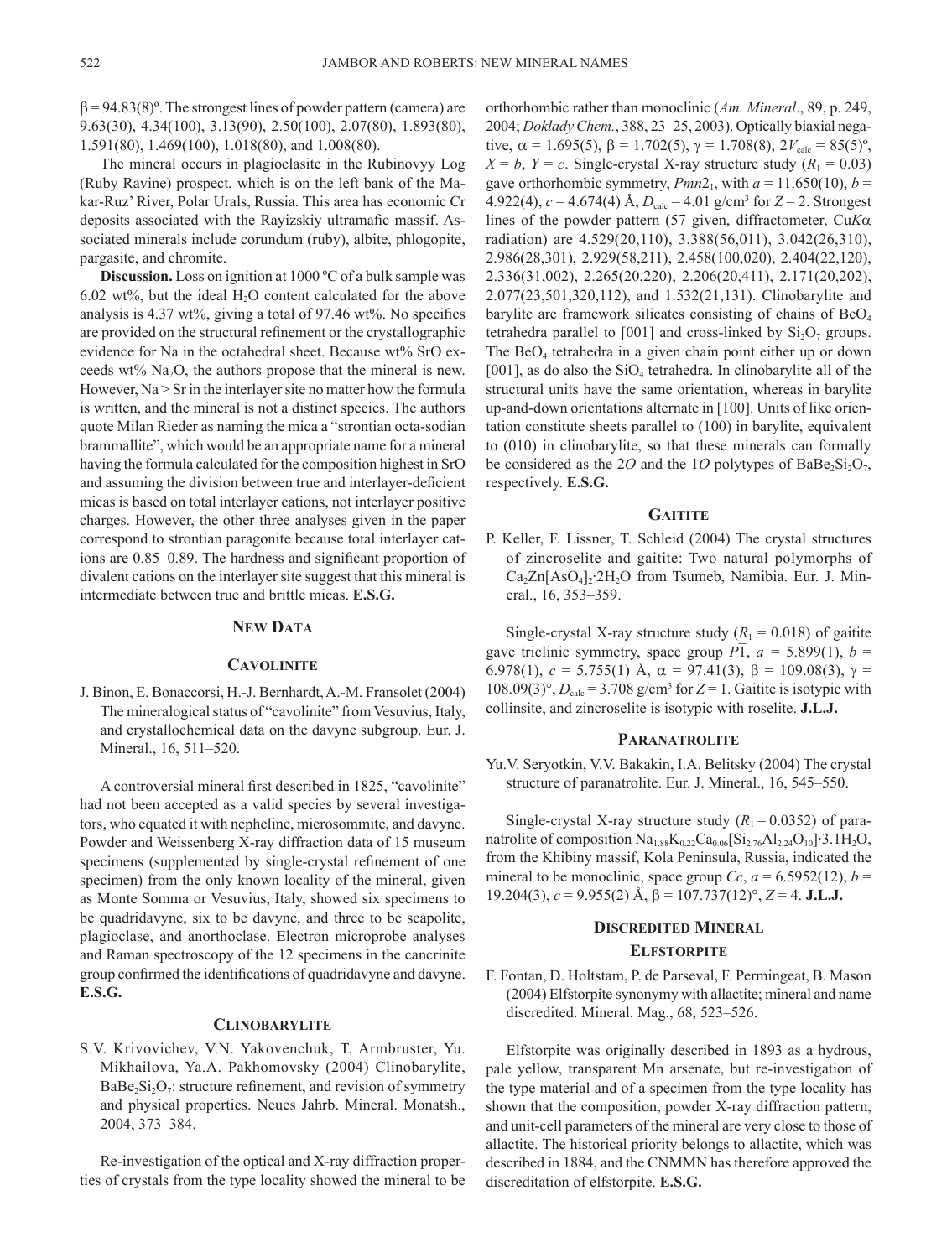$\beta = 94.83(8)°$. The strongest lines of powder pattern (camera) are 9.63(30), 4.34(100), 3.13(90), 2.50(100), 2.07(80), 1.893(80), 1.591(80), 1.469(100), 1.018(80), and 1.008(80).

The mineral occurs in plagioclasite in the Rubinovyy Log (Ruby Ravine) prospect, which is on the left bank of the Makar-Ruz' River, Polar Urals, Russia. This area has economic Cr deposits associated with the Rayizskiy ultramafic massif. Associated minerals include corundum (ruby), albite, phlogopite, pargasite, and chromite.

**Discussion.** Loss on ignition at 1000 °C of a bulk sample was 6.02 wt%, but the ideal $H_2O$ content calculated for the above analysis is 4.37 wt%, giving a total of 97.46 wt%. No specifics are provided on the structural refinement or the crystallographic evidence for Na in the octahedral sheet. Because wt% SrO exceeds wt% $Na_2O$, the authors propose that the mineral is new. However, Na > Sr in the interlayer site no matter how the formula is written, and the mineral is not a distinct species. The authors quote Milan Rieder as naming the mica a "strontian octa-sodian brammallite", which would be an appropriate name for a mineral having the formula calculated for the composition highest in SrO and assuming the division between true and interlayer-deficient micas is based on total interlayer cations, not interlayer positive charges. However, the other three analyses given in the paper correspond to strontian paragonite because total interlayer cations are 0.85–0.89. The hardness and significant proportion of divalent cations on the interlayer site suggest that this mineral is intermediate between true and brittle micas. **E.S.G.**

## New Data

### Cavolinite

J. Binon, E. Bonaccorsi, H.-J. Bernhardt, A.-M. Fransolet (2004) The mineralogical status of "cavolinite" from Vesuvius, Italy, and crystallochemical data on the davyne subgroup. Eur. J. Mineral., 16, 511–520.

A controversial mineral first described in 1825, "cavolinite" had not been accepted as a valid species by several investigators, who equated it with nepheline, microsommite, and davyne. Powder and Weissenberg X-ray diffraction data of 15 museum specimens (supplemented by single-crystal refinement of one specimen) from the only known locality of the mineral, given as Monte Somma or Vesuvius, Italy, showed six specimens to be quadridavyne, six to be davyne, and three to be scapolite, plagioclase, and anorthoclase. Electron microprobe analyses and Raman spectroscopy of the 12 specimens in the cancrinite group confirmed the identifications of quadridavyne and davyne. **E.S.G.**

### Clinobarylite

S.V. Krivovichev, V.N. Yakovenchuk, T. Armbruster, Yu. Mikhailova, Ya.A. Pakhomovsky (2004) Clinobarylite, $BaBe_2Si_2O_7$: structure refinement, and revision of symmetry and physical properties. Neues Jahrb. Mineral. Monatsh., 2004, 373–384.

Re-investigation of the optical and X-ray diffraction properties of crystals from the type locality showed the mineral to be orthorhombic rather than monoclinic (*Am. Mineral*., 89, p. 249, 2004; *Doklady Chem.*, 388, 23–25, 2003). Optically biaxial negative, $\alpha = 1.695(5)$, $\beta = 1.702(5)$, $\gamma = 1.708(8)$, $2V_{calc} = 85(5)°$, $X = b$, $Y = c$. Single-crystal X-ray structure study ($R_1 = 0.03$) gave orthorhombic symmetry, $Pmn2_1$, with $a = 11.650(10)$, $b = 4.922(4)$, $c = 4.674(4)$ Å, $D_{calc} = 4.01$ g/cm$^3$ for $Z = 2$. Strongest lines of the powder pattern (57 given, diffractometer, Cu$K\alpha$ radiation) are 4.529(20,110), 3.388(56,011), 3.042(26,310), 2.986(28,301), 2.929(58,211), 2.458(100,020), 2.404(22,120), 2.336(31,002), 2.265(20,220), 2.206(20,411), 2.171(20,202), 2.077(23,501,320,112), and 1.532(21,131). Clinobarylite and barylite are framework silicates consisting of chains of $BeO_4$ tetrahedra parallel to [001] and cross-linked by $Si_2O_7$ groups. The $BeO_4$ tetrahedra in a given chain point either up or down [001], as do also the $SiO_4$ tetrahedra. In clinobarylite all of the structural units have the same orientation, whereas in barylite up-and-down orientations alternate in [100]. Units of like orientation constitute sheets parallel to (100) in barylite, equivalent to (010) in clinobarylite, so that these minerals can formally be considered as the 2*O* and the 1*O* polytypes of $BaBe_2Si_2O_7$, respectively. **E.S.G.**

### Gaitite

P. Keller, F. Lissner, T. Schleid (2004) The crystal structures of zincroselite and gaitite: Two natural polymorphs of $Ca_2Zn[AsO_4]_2{\cdot}2H_2O$ from Tsumeb, Namibia. Eur. J. Mineral., 16, 353–359.

Single-crystal X-ray structure study ($R_1 = 0.018$) of gaitite gave triclinic symmetry, space group $P\bar{1}$, $a = 5.899(1)$, $b = 6.978(1)$, $c = 5.755(1)$ Å, $\alpha = 97.41(3)$, $\beta = 109.08(3)$, $\gamma = 108.09(3)°$, $D_{calc} = 3.708$ g/cm$^3$ for $Z = 1$. Gaitite is isotypic with collinsite, and zincroselite is isotypic with roselite. **J.L.J.**

### Paranatrolite

Yu.V. Seryotkin, V.V. Bakakin, I.A. Belitsky (2004) The crystal structure of paranatrolite. Eur. J. Mineral., 16, 545–550.

Single-crystal X-ray structure study ($R_1 = 0.0352$) of paranatrolite of composition $Na_{1.88}K_{0.22}Ca_{0.06}[Si_{2.76}Al_{2.24}O_{10}]{\cdot}3.1H_2O$, from the Khibiny massif, Kola Peninsula, Russia, indicated the mineral to be monoclinic, space group $Cc$, $a = 6.5952(12)$, $b = 19.204(3)$, $c = 9.955(2)$ Å, $\beta = 107.737(12)°$, $Z = 4$. **J.L.J.**

## Discredited Mineral

### Elfstorpite

F. Fontan, D. Holtstam, P. de Parseval, F. Permingeat, B. Mason (2004) Elfstorpite synonymy with allactite; mineral and name discredited. Mineral. Mag., 68, 523–526.

Elfstorpite was originally described in 1893 as a hydrous, pale yellow, transparent Mn arsenate, but re-investigation of the type material and of a specimen from the type locality has shown that the composition, powder X-ray diffraction pattern, and unit-cell parameters of the mineral are very close to those of allactite. The historical priority belongs to allactite, which was described in 1884, and the CNMMN has therefore approved the discreditation of elfstorpite. **E.S.G.**